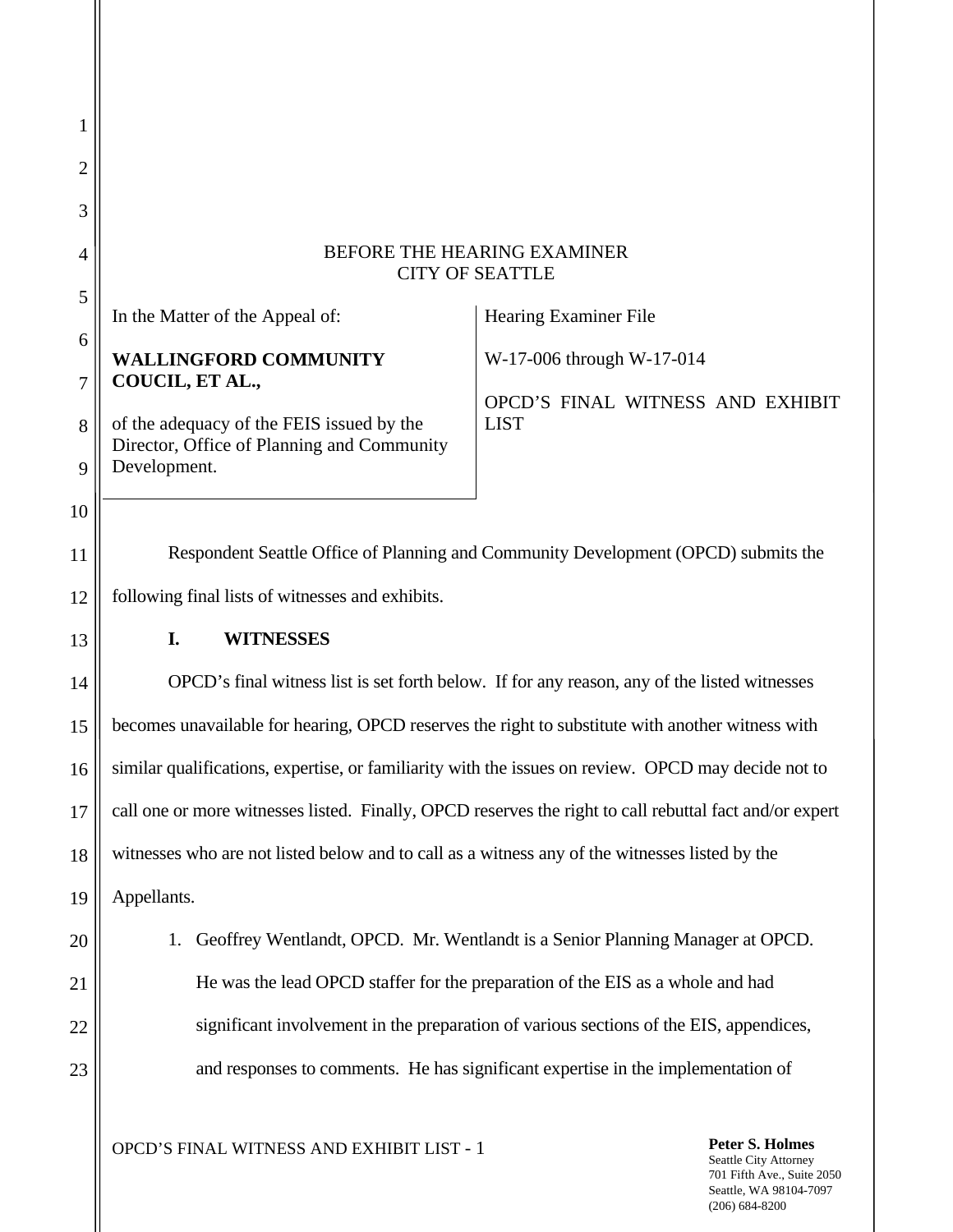BEFORE THE HEARING EXAMINER
CITY OF SEATTLE

| In the Matter of the Appeal of:<br><br>**WALLINGFORD COMMUNITY COUCIL, ET AL.,**<br><br>of the adequacy of the FEIS issued by the Director, Office of Planning and Community Development. | Hearing Examiner File<br><br>W-17-006 through W-17-014<br><br>OPCD'S FINAL WITNESS AND EXHIBIT LIST |
|---|---|

Respondent Seattle Office of Planning and Community Development (OPCD) submits the following final lists of witnesses and exhibits.

## I. WITNESSES

OPCD's final witness list is set forth below. If for any reason, any of the listed witnesses becomes unavailable for hearing, OPCD reserves the right to substitute with another witness with similar qualifications, expertise, or familiarity with the issues on review. OPCD may decide not to call one or more witnesses listed. Finally, OPCD reserves the right to call rebuttal fact and/or expert witnesses who are not listed below and to call as a witness any of the witnesses listed by the Appellants.

1. Geoffrey Wentlandt, OPCD. Mr. Wentlandt is a Senior Planning Manager at OPCD. He was the lead OPCD staffer for the preparation of the EIS as a whole and had significant involvement in the preparation of various sections of the EIS, appendices, and responses to comments. He has significant expertise in the implementation of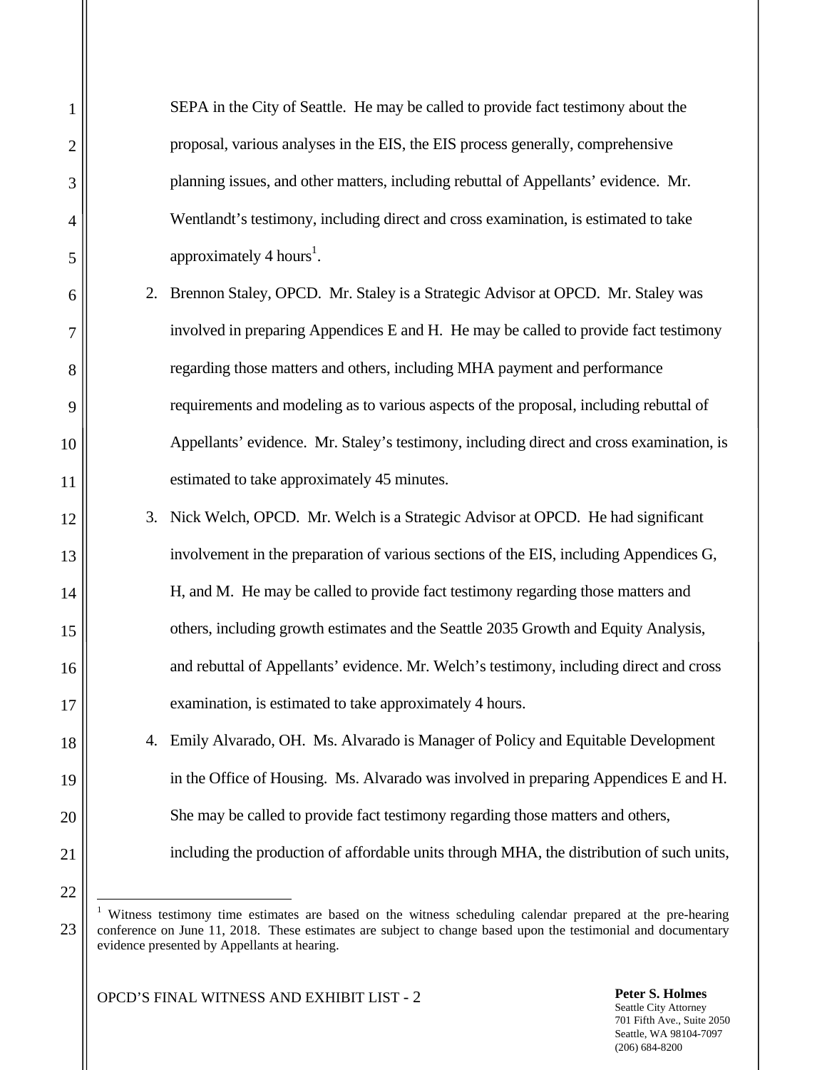SEPA in the City of Seattle. He may be called to provide fact testimony about the proposal, various analyses in the EIS, the EIS process generally, comprehensive planning issues, and other matters, including rebuttal of Appellants' evidence. Mr. Wentlandt's testimony, including direct and cross examination, is estimated to take approximately 4 hours[1].

2. Brennon Staley, OPCD. Mr. Staley is a Strategic Advisor at OPCD. Mr. Staley was involved in preparing Appendices E and H. He may be called to provide fact testimony regarding those matters and others, including MHA payment and performance requirements and modeling as to various aspects of the proposal, including rebuttal of Appellants' evidence. Mr. Staley's testimony, including direct and cross examination, is estimated to take approximately 45 minutes.

3. Nick Welch, OPCD. Mr. Welch is a Strategic Advisor at OPCD. He had significant involvement in the preparation of various sections of the EIS, including Appendices G, H, and M. He may be called to provide fact testimony regarding those matters and others, including growth estimates and the Seattle 2035 Growth and Equity Analysis, and rebuttal of Appellants' evidence. Mr. Welch's testimony, including direct and cross examination, is estimated to take approximately 4 hours.

4. Emily Alvarado, OH. Ms. Alvarado is Manager of Policy and Equitable Development in the Office of Housing. Ms. Alvarado was involved in preparing Appendices E and H. She may be called to provide fact testimony regarding those matters and others, including the production of affordable units through MHA, the distribution of such units,

---

[1] Witness testimony time estimates are based on the witness scheduling calendar prepared at the pre-hearing conference on June 11, 2018. These estimates are subject to change based upon the testimonial and documentary evidence presented by Appellants at hearing.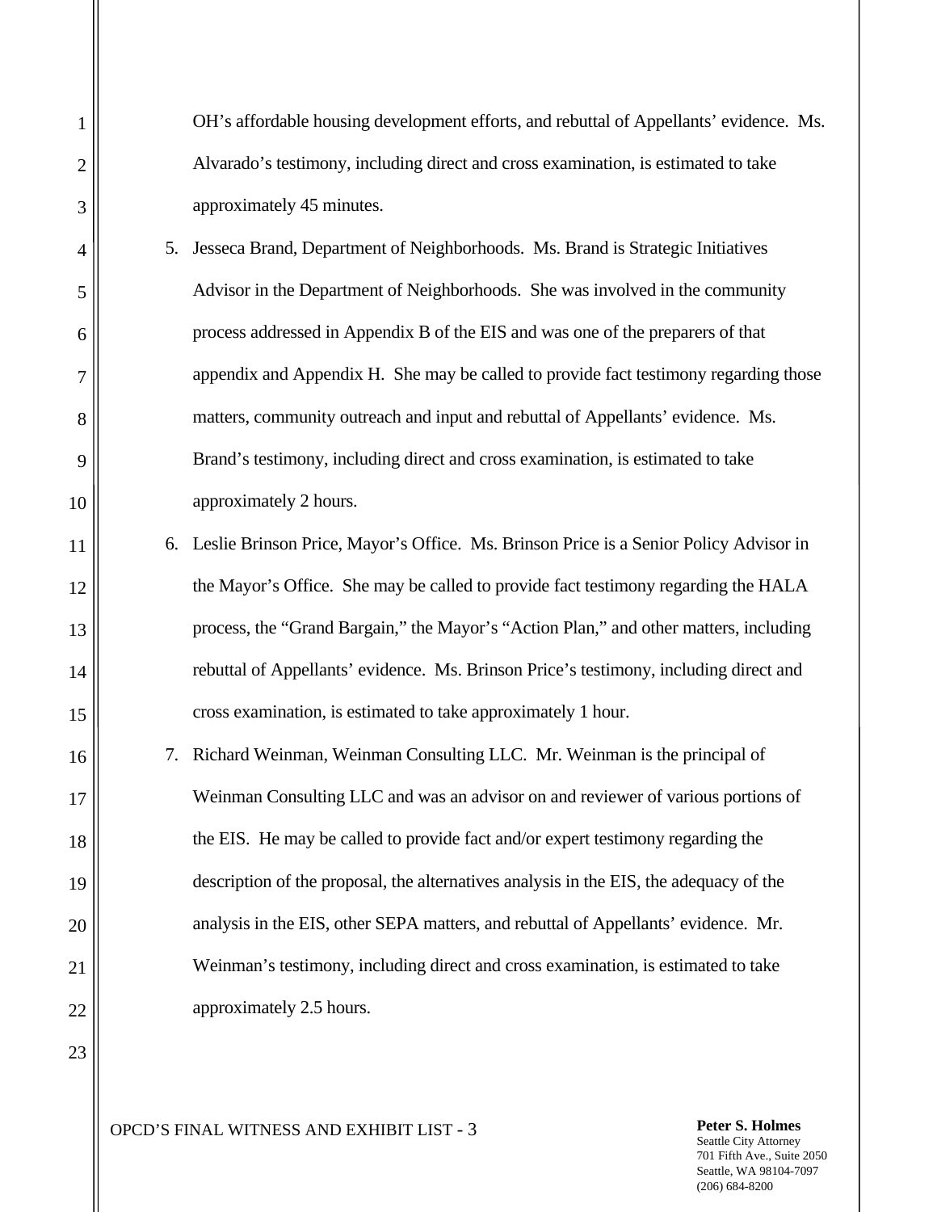OH's affordable housing development efforts, and rebuttal of Appellants' evidence. Ms. Alvarado's testimony, including direct and cross examination, is estimated to take approximately 45 minutes.

5. Jesseca Brand, Department of Neighborhoods. Ms. Brand is Strategic Initiatives Advisor in the Department of Neighborhoods. She was involved in the community process addressed in Appendix B of the EIS and was one of the preparers of that appendix and Appendix H. She may be called to provide fact testimony regarding those matters, community outreach and input and rebuttal of Appellants' evidence. Ms. Brand's testimony, including direct and cross examination, is estimated to take approximately 2 hours.

6. Leslie Brinson Price, Mayor's Office. Ms. Brinson Price is a Senior Policy Advisor in the Mayor's Office. She may be called to provide fact testimony regarding the HALA process, the "Grand Bargain," the Mayor's "Action Plan," and other matters, including rebuttal of Appellants' evidence. Ms. Brinson Price's testimony, including direct and cross examination, is estimated to take approximately 1 hour.

7. Richard Weinman, Weinman Consulting LLC. Mr. Weinman is the principal of Weinman Consulting LLC and was an advisor on and reviewer of various portions of the EIS. He may be called to provide fact and/or expert testimony regarding the description of the proposal, the alternatives analysis in the EIS, the adequacy of the analysis in the EIS, other SEPA matters, and rebuttal of Appellants' evidence. Mr. Weinman's testimony, including direct and cross examination, is estimated to take approximately 2.5 hours.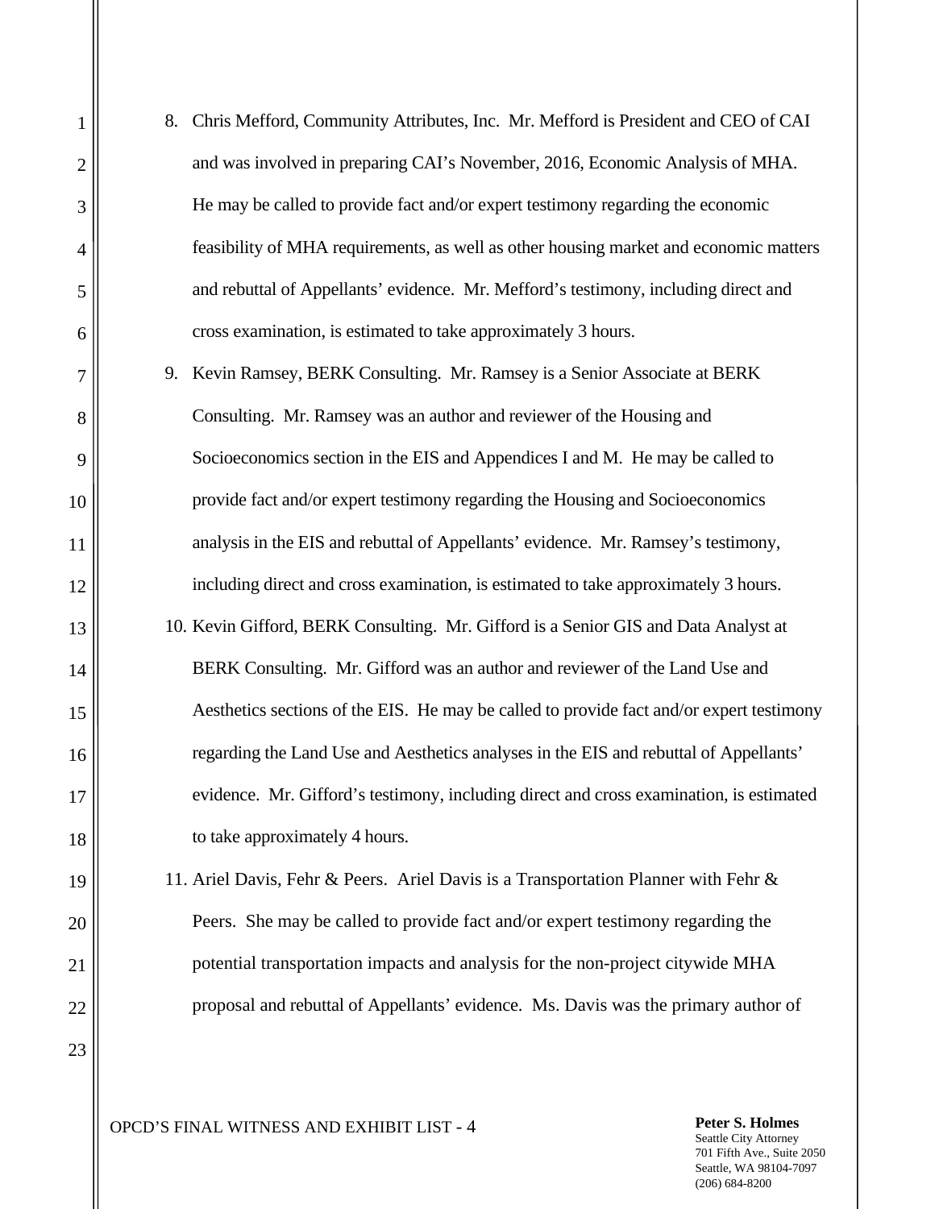8. Chris Mefford, Community Attributes, Inc. Mr. Mefford is President and CEO of CAI and was involved in preparing CAI's November, 2016, Economic Analysis of MHA. He may be called to provide fact and/or expert testimony regarding the economic feasibility of MHA requirements, as well as other housing market and economic matters and rebuttal of Appellants' evidence. Mr. Mefford's testimony, including direct and cross examination, is estimated to take approximately 3 hours.

9. Kevin Ramsey, BERK Consulting. Mr. Ramsey is a Senior Associate at BERK Consulting. Mr. Ramsey was an author and reviewer of the Housing and Socioeconomics section in the EIS and Appendices I and M. He may be called to provide fact and/or expert testimony regarding the Housing and Socioeconomics analysis in the EIS and rebuttal of Appellants' evidence. Mr. Ramsey's testimony, including direct and cross examination, is estimated to take approximately 3 hours.

10. Kevin Gifford, BERK Consulting. Mr. Gifford is a Senior GIS and Data Analyst at BERK Consulting. Mr. Gifford was an author and reviewer of the Land Use and Aesthetics sections of the EIS. He may be called to provide fact and/or expert testimony regarding the Land Use and Aesthetics analyses in the EIS and rebuttal of Appellants' evidence. Mr. Gifford's testimony, including direct and cross examination, is estimated to take approximately 4 hours.

11. Ariel Davis, Fehr & Peers. Ariel Davis is a Transportation Planner with Fehr & Peers. She may be called to provide fact and/or expert testimony regarding the potential transportation impacts and analysis for the non-project citywide MHA proposal and rebuttal of Appellants' evidence. Ms. Davis was the primary author of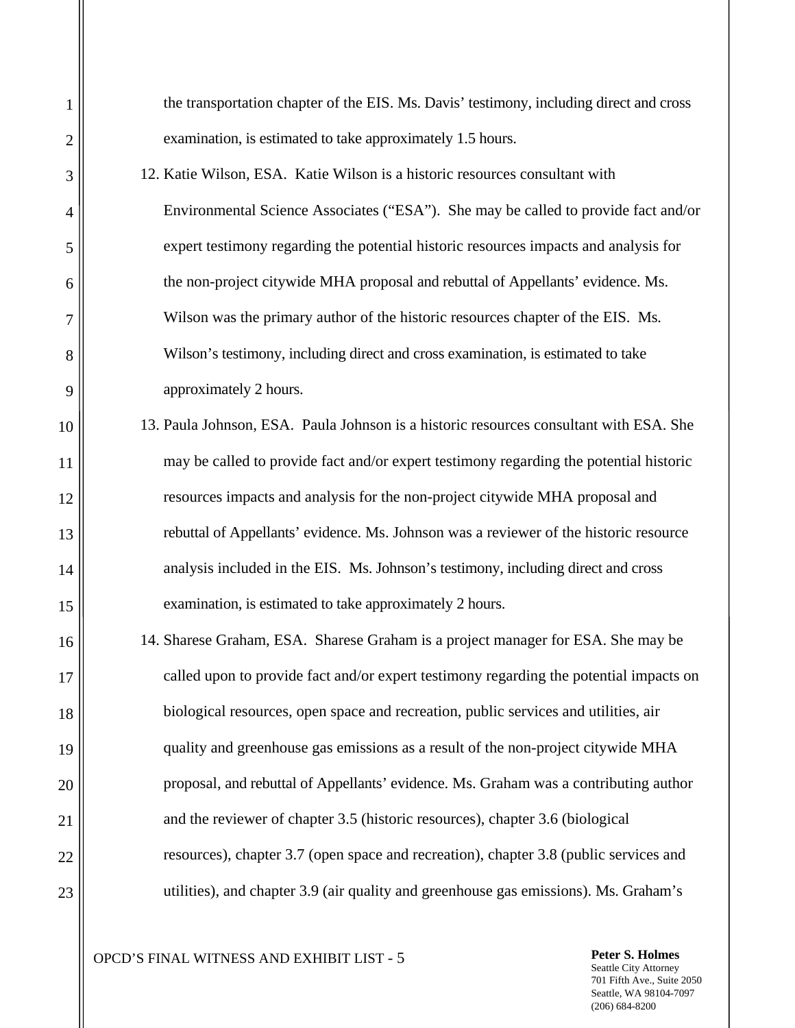the transportation chapter of the EIS. Ms. Davis' testimony, including direct and cross examination, is estimated to take approximately 1.5 hours.

12. Katie Wilson, ESA. Katie Wilson is a historic resources consultant with Environmental Science Associates ("ESA"). She may be called to provide fact and/or expert testimony regarding the potential historic resources impacts and analysis for the non-project citywide MHA proposal and rebuttal of Appellants' evidence. Ms. Wilson was the primary author of the historic resources chapter of the EIS. Ms. Wilson's testimony, including direct and cross examination, is estimated to take approximately 2 hours.

13. Paula Johnson, ESA. Paula Johnson is a historic resources consultant with ESA. She may be called to provide fact and/or expert testimony regarding the potential historic resources impacts and analysis for the non-project citywide MHA proposal and rebuttal of Appellants' evidence. Ms. Johnson was a reviewer of the historic resource analysis included in the EIS. Ms. Johnson's testimony, including direct and cross examination, is estimated to take approximately 2 hours.

14. Sharese Graham, ESA. Sharese Graham is a project manager for ESA. She may be called upon to provide fact and/or expert testimony regarding the potential impacts on biological resources, open space and recreation, public services and utilities, air quality and greenhouse gas emissions as a result of the non-project citywide MHA proposal, and rebuttal of Appellants' evidence. Ms. Graham was a contributing author and the reviewer of chapter 3.5 (historic resources), chapter 3.6 (biological resources), chapter 3.7 (open space and recreation), chapter 3.8 (public services and utilities), and chapter 3.9 (air quality and greenhouse gas emissions). Ms. Graham's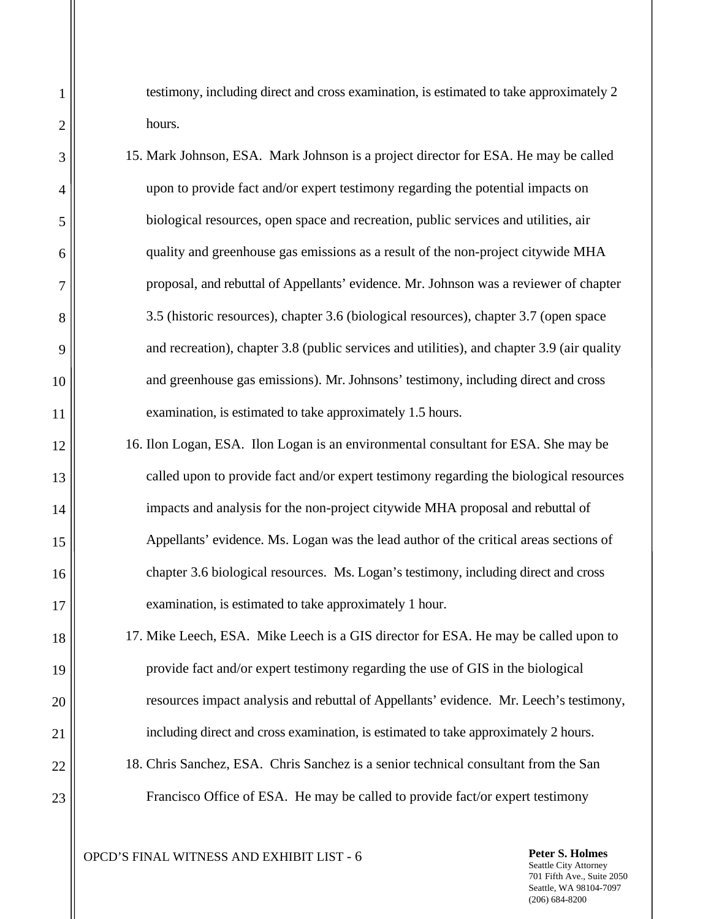testimony, including direct and cross examination, is estimated to take approximately 2 hours.

15. Mark Johnson, ESA. Mark Johnson is a project director for ESA. He may be called upon to provide fact and/or expert testimony regarding the potential impacts on biological resources, open space and recreation, public services and utilities, air quality and greenhouse gas emissions as a result of the non-project citywide MHA proposal, and rebuttal of Appellants' evidence. Mr. Johnson was a reviewer of chapter 3.5 (historic resources), chapter 3.6 (biological resources), chapter 3.7 (open space and recreation), chapter 3.8 (public services and utilities), and chapter 3.9 (air quality and greenhouse gas emissions). Mr. Johnsons' testimony, including direct and cross examination, is estimated to take approximately 1.5 hours.

16. Ilon Logan, ESA. Ilon Logan is an environmental consultant for ESA. She may be called upon to provide fact and/or expert testimony regarding the biological resources impacts and analysis for the non-project citywide MHA proposal and rebuttal of Appellants' evidence. Ms. Logan was the lead author of the critical areas sections of chapter 3.6 biological resources. Ms. Logan's testimony, including direct and cross examination, is estimated to take approximately 1 hour.

17. Mike Leech, ESA. Mike Leech is a GIS director for ESA. He may be called upon to provide fact and/or expert testimony regarding the use of GIS in the biological resources impact analysis and rebuttal of Appellants' evidence. Mr. Leech's testimony, including direct and cross examination, is estimated to take approximately 2 hours.

18. Chris Sanchez, ESA. Chris Sanchez is a senior technical consultant from the San Francisco Office of ESA. He may be called to provide fact/or expert testimony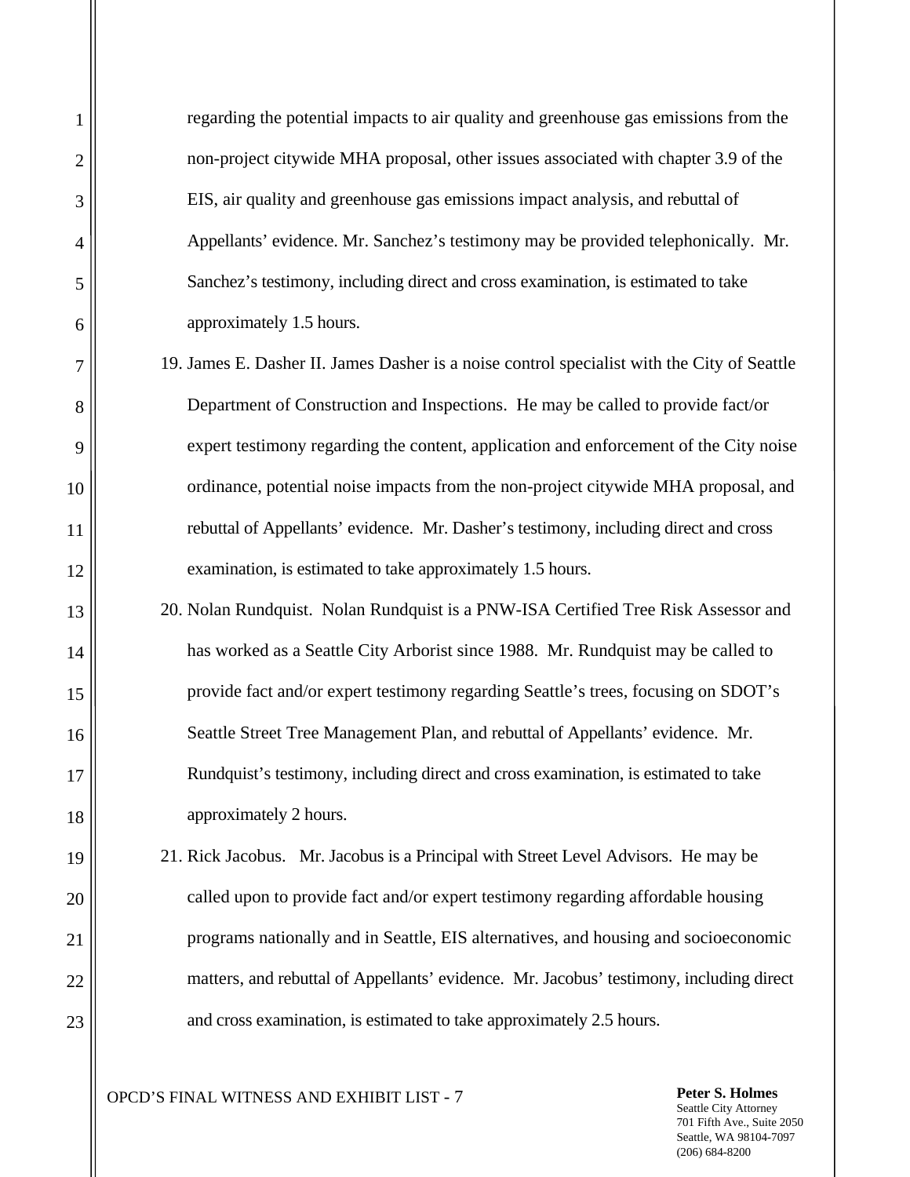regarding the potential impacts to air quality and greenhouse gas emissions from the non-project citywide MHA proposal, other issues associated with chapter 3.9 of the EIS, air quality and greenhouse gas emissions impact analysis, and rebuttal of Appellants' evidence. Mr. Sanchez's testimony may be provided telephonically. Mr. Sanchez's testimony, including direct and cross examination, is estimated to take approximately 1.5 hours.

19. James E. Dasher II. James Dasher is a noise control specialist with the City of Seattle Department of Construction and Inspections. He may be called to provide fact/or expert testimony regarding the content, application and enforcement of the City noise ordinance, potential noise impacts from the non-project citywide MHA proposal, and rebuttal of Appellants' evidence. Mr. Dasher's testimony, including direct and cross examination, is estimated to take approximately 1.5 hours.

20. Nolan Rundquist. Nolan Rundquist is a PNW-ISA Certified Tree Risk Assessor and has worked as a Seattle City Arborist since 1988. Mr. Rundquist may be called to provide fact and/or expert testimony regarding Seattle's trees, focusing on SDOT's Seattle Street Tree Management Plan, and rebuttal of Appellants' evidence. Mr. Rundquist's testimony, including direct and cross examination, is estimated to take approximately 2 hours.

21. Rick Jacobus. Mr. Jacobus is a Principal with Street Level Advisors. He may be called upon to provide fact and/or expert testimony regarding affordable housing programs nationally and in Seattle, EIS alternatives, and housing and socioeconomic matters, and rebuttal of Appellants' evidence. Mr. Jacobus' testimony, including direct and cross examination, is estimated to take approximately 2.5 hours.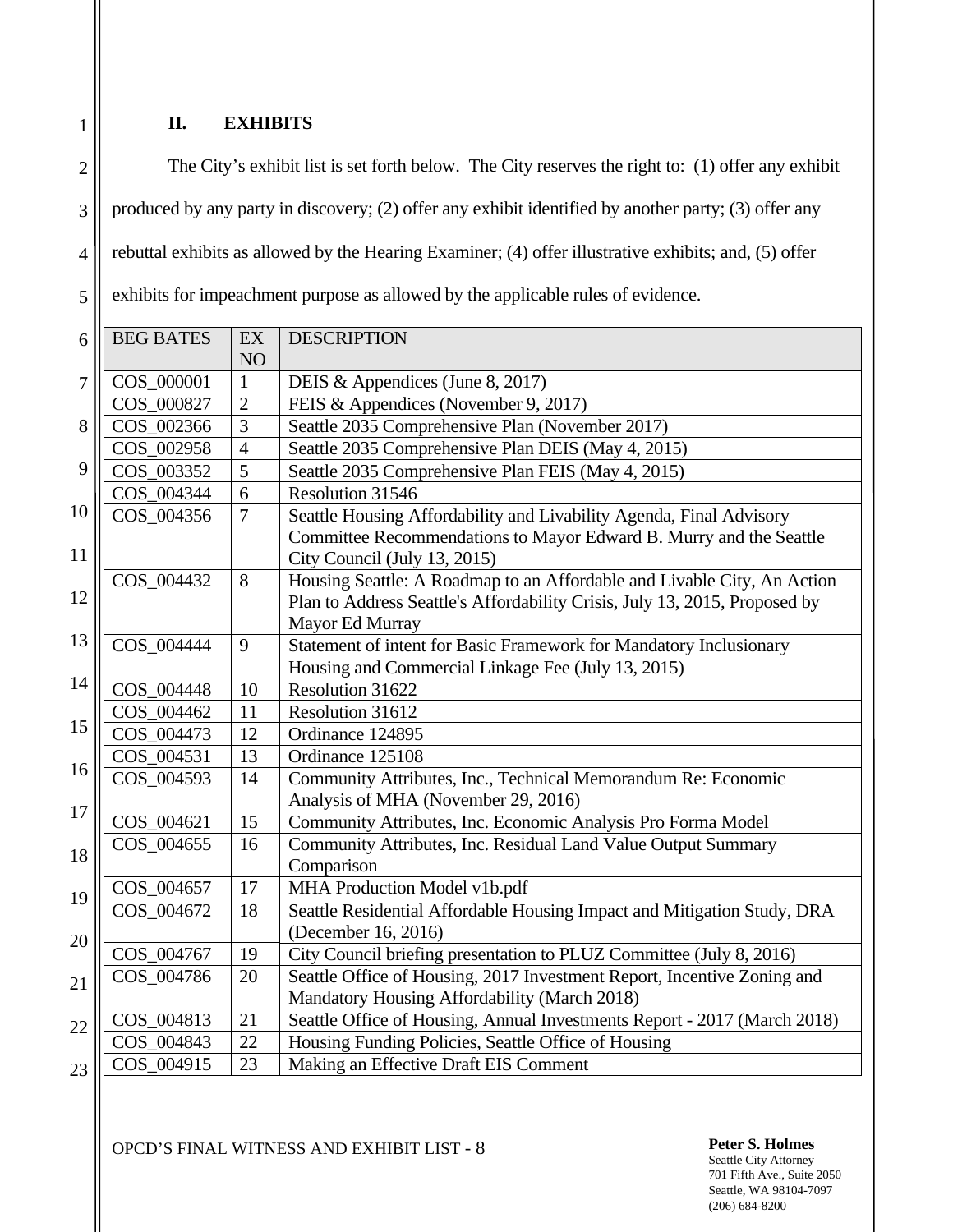## II. EXHIBITS

The City's exhibit list is set forth below. The City reserves the right to: (1) offer any exhibit produced by any party in discovery; (2) offer any exhibit identified by another party; (3) offer any rebuttal exhibits as allowed by the Hearing Examiner; (4) offer illustrative exhibits; and, (5) offer exhibits for impeachment purpose as allowed by the applicable rules of evidence.

| BEG BATES | EX NO | DESCRIPTION |
|---|---|---|
| COS_000001 | 1 | DEIS & Appendices (June 8, 2017) |
| COS_000827 | 2 | FEIS & Appendices (November 9, 2017) |
| COS_002366 | 3 | Seattle 2035 Comprehensive Plan (November 2017) |
| COS_002958 | 4 | Seattle 2035 Comprehensive Plan DEIS (May 4, 2015) |
| COS_003352 | 5 | Seattle 2035 Comprehensive Plan FEIS (May 4, 2015) |
| COS_004344 | 6 | Resolution 31546 |
| COS_004356 | 7 | Seattle Housing Affordability and Livability Agenda, Final Advisory Committee Recommendations to Mayor Edward B. Murry and the Seattle City Council (July 13, 2015) |
| COS_004432 | 8 | Housing Seattle: A Roadmap to an Affordable and Livable City, An Action Plan to Address Seattle's Affordability Crisis, July 13, 2015, Proposed by Mayor Ed Murray |
| COS_004444 | 9 | Statement of intent for Basic Framework for Mandatory Inclusionary Housing and Commercial Linkage Fee (July 13, 2015) |
| COS_004448 | 10 | Resolution 31622 |
| COS_004462 | 11 | Resolution 31612 |
| COS_004473 | 12 | Ordinance 124895 |
| COS_004531 | 13 | Ordinance 125108 |
| COS_004593 | 14 | Community Attributes, Inc., Technical Memorandum Re: Economic Analysis of MHA (November 29, 2016) |
| COS_004621 | 15 | Community Attributes, Inc. Economic Analysis Pro Forma Model |
| COS_004655 | 16 | Community Attributes, Inc. Residual Land Value Output Summary Comparison |
| COS_004657 | 17 | MHA Production Model v1b.pdf |
| COS_004672 | 18 | Seattle Residential Affordable Housing Impact and Mitigation Study, DRA (December 16, 2016) |
| COS_004767 | 19 | City Council briefing presentation to PLUZ Committee (July 8, 2016) |
| COS_004786 | 20 | Seattle Office of Housing, 2017 Investment Report, Incentive Zoning and Mandatory Housing Affordability (March 2018) |
| COS_004813 | 21 | Seattle Office of Housing, Annual Investments Report - 2017 (March 2018) |
| COS_004843 | 22 | Housing Funding Policies, Seattle Office of Housing |
| COS_004915 | 23 | Making an Effective Draft EIS Comment |

OPCD'S FINAL WITNESS AND EXHIBIT LIST - 8

**Peter S. Holmes**
Seattle City Attorney
701 Fifth Ave., Suite 2050
Seattle, WA 98104-7097
(206) 684-8200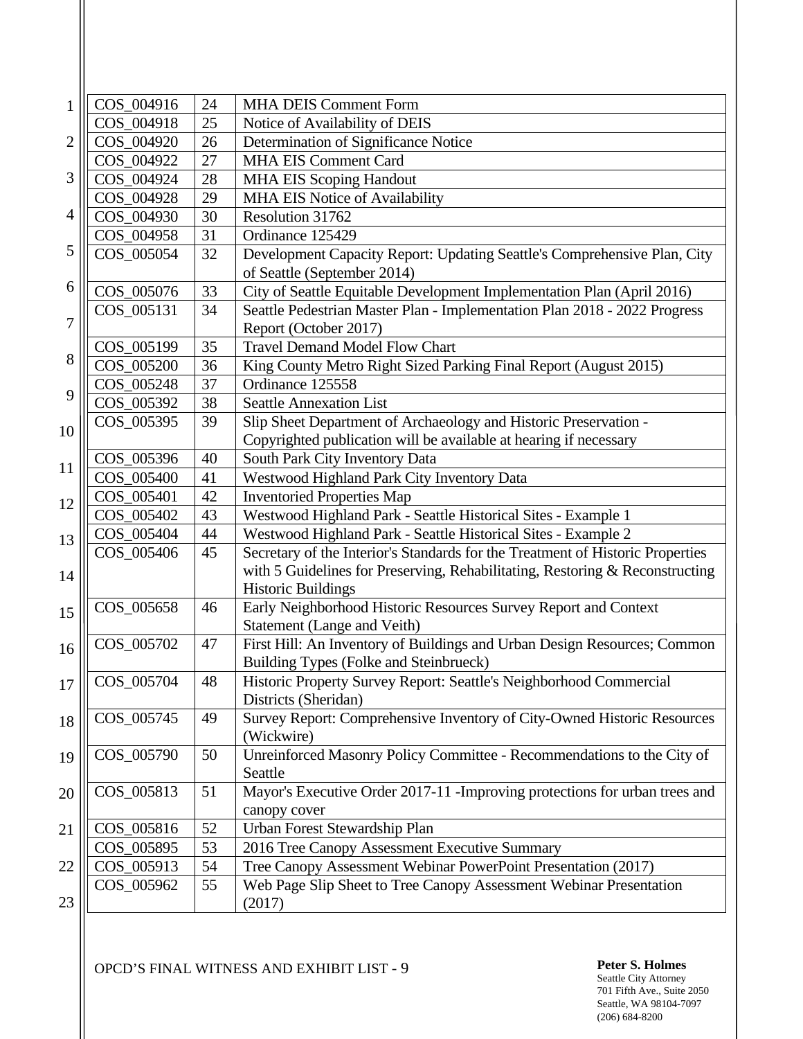| | | |
|---|---|---|
| COS_004916 | 24 | MHA DEIS Comment Form |
| COS_004918 | 25 | Notice of Availability of DEIS |
| COS_004920 | 26 | Determination of Significance Notice |
| COS_004922 | 27 | MHA EIS Comment Card |
| COS_004924 | 28 | MHA EIS Scoping Handout |
| COS_004928 | 29 | MHA EIS Notice of Availability |
| COS_004930 | 30 | Resolution 31762 |
| COS_004958 | 31 | Ordinance 125429 |
| COS_005054 | 32 | Development Capacity Report: Updating Seattle's Comprehensive Plan, City of Seattle (September 2014) |
| COS_005076 | 33 | City of Seattle Equitable Development Implementation Plan (April 2016) |
| COS_005131 | 34 | Seattle Pedestrian Master Plan - Implementation Plan 2018 - 2022 Progress Report (October 2017) |
| COS_005199 | 35 | Travel Demand Model Flow Chart |
| COS_005200 | 36 | King County Metro Right Sized Parking Final Report (August 2015) |
| COS_005248 | 37 | Ordinance 125558 |
| COS_005392 | 38 | Seattle Annexation List |
| COS_005395 | 39 | Slip Sheet Department of Archaeology and Historic Preservation - Copyrighted publication will be available at hearing if necessary |
| COS_005396 | 40 | South Park City Inventory Data |
| COS_005400 | 41 | Westwood Highland Park City Inventory Data |
| COS_005401 | 42 | Inventoried Properties Map |
| COS_005402 | 43 | Westwood Highland Park - Seattle Historical Sites - Example 1 |
| COS_005404 | 44 | Westwood Highland Park - Seattle Historical Sites - Example 2 |
| COS_005406 | 45 | Secretary of the Interior's Standards for the Treatment of Historic Properties with 5 Guidelines for Preserving, Rehabilitating, Restoring & Reconstructing Historic Buildings |
| COS_005658 | 46 | Early Neighborhood Historic Resources Survey Report and Context Statement (Lange and Veith) |
| COS_005702 | 47 | First Hill: An Inventory of Buildings and Urban Design Resources; Common Building Types (Folke and Steinbrueck) |
| COS_005704 | 48 | Historic Property Survey Report: Seattle's Neighborhood Commercial Districts (Sheridan) |
| COS_005745 | 49 | Survey Report: Comprehensive Inventory of City-Owned Historic Resources (Wickwire) |
| COS_005790 | 50 | Unreinforced Masonry Policy Committee - Recommendations to the City of Seattle |
| COS_005813 | 51 | Mayor's Executive Order 2017-11 -Improving protections for urban trees and canopy cover |
| COS_005816 | 52 | Urban Forest Stewardship Plan |
| COS_005895 | 53 | 2016 Tree Canopy Assessment Executive Summary |
| COS_005913 | 54 | Tree Canopy Assessment Webinar PowerPoint Presentation (2017) |
| COS_005962 | 55 | Web Page Slip Sheet to Tree Canopy Assessment Webinar Presentation (2017) |

OPCD'S FINAL WITNESS AND EXHIBIT LIST - 9

**Peter S. Holmes**
Seattle City Attorney
701 Fifth Ave., Suite 2050
Seattle, WA 98104-7097
(206) 684-8200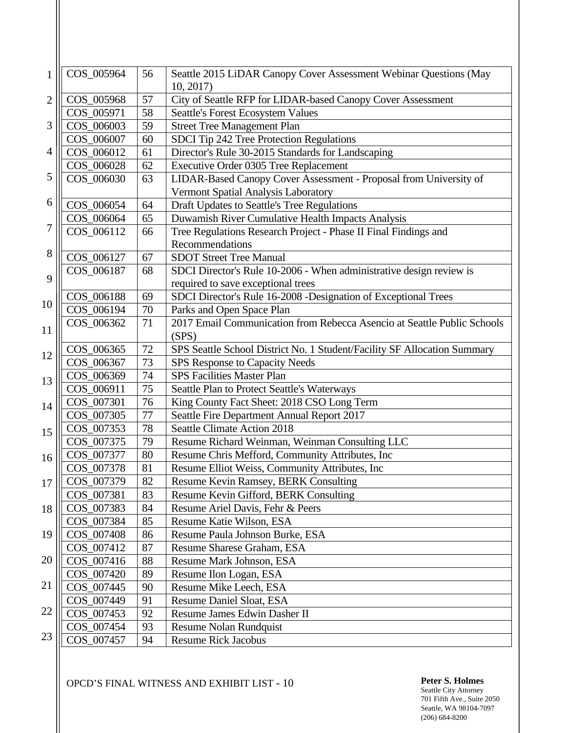| | | |
|---|---|---|
| COS_005964 | 56 | Seattle 2015 LiDAR Canopy Cover Assessment Webinar Questions (May 10, 2017) |
| COS_005968 | 57 | City of Seattle RFP for LIDAR-based Canopy Cover Assessment |
| COS_005971 | 58 | Seattle's Forest Ecosystem Values |
| COS_006003 | 59 | Street Tree Management Plan |
| COS_006007 | 60 | SDCI Tip 242 Tree Protection Regulations |
| COS_006012 | 61 | Director's Rule 30-2015 Standards for Landscaping |
| COS_006028 | 62 | Executive Order 0305 Tree Replacement |
| COS_006030 | 63 | LIDAR-Based Canopy Cover Assessment - Proposal from University of Vermont Spatial Analysis Laboratory |
| COS_006054 | 64 | Draft Updates to Seattle's Tree Regulations |
| COS_006064 | 65 | Duwamish River Cumulative Health Impacts Analysis |
| COS_006112 | 66 | Tree Regulations Research Project - Phase II Final Findings and Recommendations |
| COS_006127 | 67 | SDOT Street Tree Manual |
| COS_006187 | 68 | SDCI Director's Rule 10-2006 - When administrative design review is required to save exceptional trees |
| COS_006188 | 69 | SDCI Director's Rule 16-2008 -Designation of Exceptional Trees |
| COS_006194 | 70 | Parks and Open Space Plan |
| COS_006362 | 71 | 2017 Email Communication from Rebecca Asencio at Seattle Public Schools (SPS) |
| COS_006365 | 72 | SPS Seattle School District No. 1 Student/Facility SF Allocation Summary |
| COS_006367 | 73 | SPS Response to Capacity Needs |
| COS_006369 | 74 | SPS Facilities Master Plan |
| COS_006911 | 75 | Seattle Plan to Protect Seattle's Waterways |
| COS_007301 | 76 | King County Fact Sheet: 2018 CSO Long Term |
| COS_007305 | 77 | Seattle Fire Department Annual Report 2017 |
| COS_007353 | 78 | Seattle Climate Action 2018 |
| COS_007375 | 79 | Resume Richard Weinman, Weinman Consulting LLC |
| COS_007377 | 80 | Resume Chris Mefford, Community Attributes, Inc |
| COS_007378 | 81 | Resume Elliot Weiss, Community Attributes, Inc |
| COS_007379 | 82 | Resume Kevin Ramsey, BERK Consulting |
| COS_007381 | 83 | Resume Kevin Gifford, BERK Consulting |
| COS_007383 | 84 | Resume Ariel Davis, Fehr & Peers |
| COS_007384 | 85 | Resume Katie Wilson, ESA |
| COS_007408 | 86 | Resume Paula Johnson Burke, ESA |
| COS_007412 | 87 | Resume Sharese Graham, ESA |
| COS_007416 | 88 | Resume Mark Johnson, ESA |
| COS_007420 | 89 | Resume Ilon Logan, ESA |
| COS_007445 | 90 | Resume Mike Leech, ESA |
| COS_007449 | 91 | Resume Daniel Sloat, ESA |
| COS_007453 | 92 | Resume James Edwin Dasher II |
| COS_007454 | 93 | Resume Nolan Rundquist |
| COS_007457 | 94 | Resume Rick Jacobus |

OPCD'S FINAL WITNESS AND EXHIBIT LIST - 10

**Peter S. Holmes**
Seattle City Attorney
701 Fifth Ave., Suite 2050
Seattle, WA 98104-7097
(206) 684-8200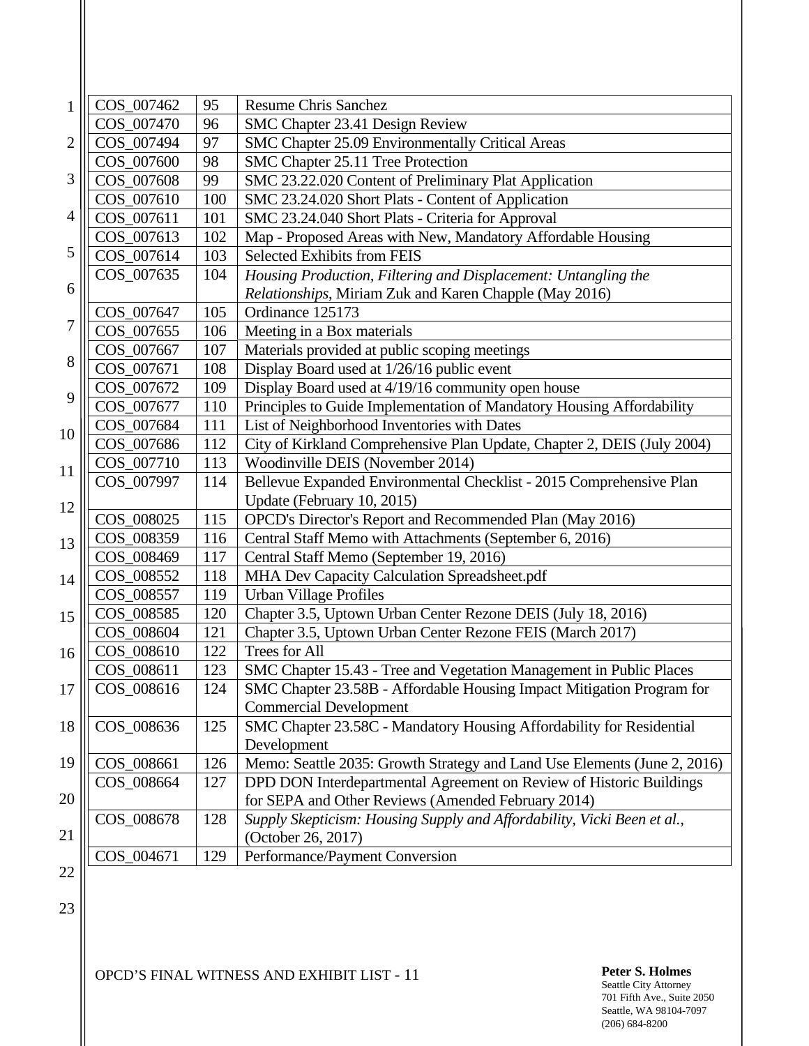| | | |
|---|---|---|
| COS_007462 | 95 | Resume Chris Sanchez |
| COS_007470 | 96 | SMC Chapter 23.41 Design Review |
| COS_007494 | 97 | SMC Chapter 25.09 Environmentally Critical Areas |
| COS_007600 | 98 | SMC Chapter 25.11 Tree Protection |
| COS_007608 | 99 | SMC 23.22.020 Content of Preliminary Plat Application |
| COS_007610 | 100 | SMC 23.24.020 Short Plats - Content of Application |
| COS_007611 | 101 | SMC 23.24.040 Short Plats - Criteria for Approval |
| COS_007613 | 102 | Map - Proposed Areas with New, Mandatory Affordable Housing |
| COS_007614 | 103 | Selected Exhibits from FEIS |
| COS_007635 | 104 | *Housing Production, Filtering and Displacement: Untangling the Relationships*, Miriam Zuk and Karen Chapple (May 2016) |
| COS_007647 | 105 | Ordinance 125173 |
| COS_007655 | 106 | Meeting in a Box materials |
| COS_007667 | 107 | Materials provided at public scoping meetings |
| COS_007671 | 108 | Display Board used at 1/26/16 public event |
| COS_007672 | 109 | Display Board used at 4/19/16 community open house |
| COS_007677 | 110 | Principles to Guide Implementation of Mandatory Housing Affordability |
| COS_007684 | 111 | List of Neighborhood Inventories with Dates |
| COS_007686 | 112 | City of Kirkland Comprehensive Plan Update, Chapter 2, DEIS (July 2004) |
| COS_007710 | 113 | Woodinville DEIS (November 2014) |
| COS_007997 | 114 | Bellevue Expanded Environmental Checklist - 2015 Comprehensive Plan Update (February 10, 2015) |
| COS_008025 | 115 | OPCD's Director's Report and Recommended Plan (May 2016) |
| COS_008359 | 116 | Central Staff Memo with Attachments (September 6, 2016) |
| COS_008469 | 117 | Central Staff Memo (September 19, 2016) |
| COS_008552 | 118 | MHA Dev Capacity Calculation Spreadsheet.pdf |
| COS_008557 | 119 | Urban Village Profiles |
| COS_008585 | 120 | Chapter 3.5, Uptown Urban Center Rezone DEIS (July 18, 2016) |
| COS_008604 | 121 | Chapter 3.5, Uptown Urban Center Rezone FEIS (March 2017) |
| COS_008610 | 122 | Trees for All |
| COS_008611 | 123 | SMC Chapter 15.43 - Tree and Vegetation Management in Public Places |
| COS_008616 | 124 | SMC Chapter 23.58B - Affordable Housing Impact Mitigation Program for Commercial Development |
| COS_008636 | 125 | SMC Chapter 23.58C - Mandatory Housing Affordability for Residential Development |
| COS_008661 | 126 | Memo: Seattle 2035: Growth Strategy and Land Use Elements (June 2, 2016) |
| COS_008664 | 127 | DPD DON Interdepartmental Agreement on Review of Historic Buildings for SEPA and Other Reviews (Amended February 2014) |
| COS_008678 | 128 | *Supply Skepticism: Housing Supply and Affordability, Vicki Been et al.,* (October 26, 2017) |
| COS_004671 | 129 | Performance/Payment Conversion |

OPCD'S FINAL WITNESS AND EXHIBIT LIST - 11

**Peter S. Holmes**
Seattle City Attorney
701 Fifth Ave., Suite 2050
Seattle, WA 98104-7097
(206) 684-8200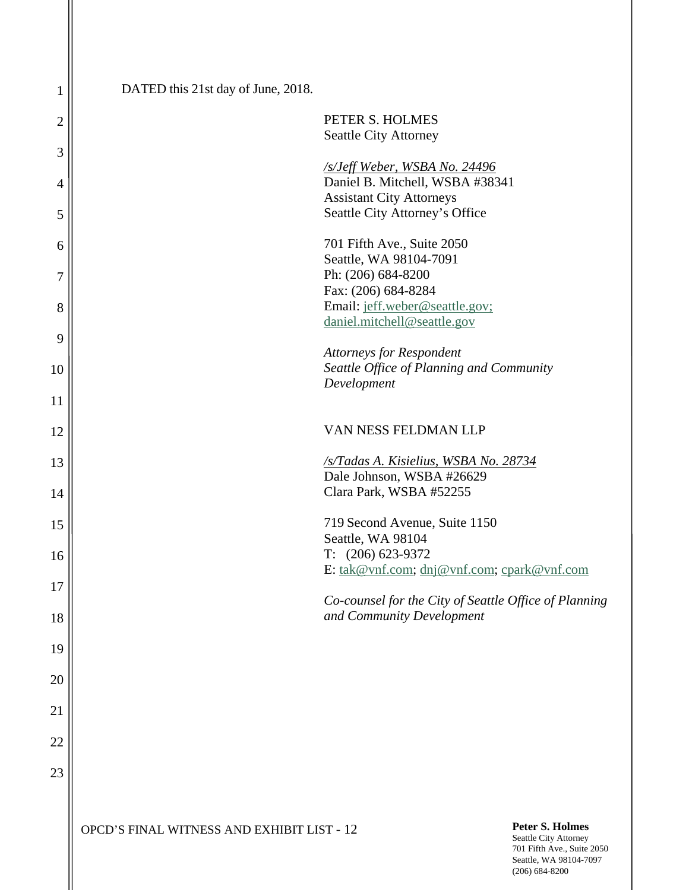DATED this 21st day of June, 2018.

PETER S. HOLMES
Seattle City Attorney

*/s/Jeff Weber, WSBA No. 24496*
Daniel B. Mitchell, WSBA #38341
Assistant City Attorneys
Seattle City Attorney's Office

701 Fifth Ave., Suite 2050
Seattle, WA 98104-7091
Ph: (206) 684-8200
Fax: (206) 684-8284
Email: jeff.weber@seattle.gov; daniel.mitchell@seattle.gov

*Attorneys for Respondent Seattle Office of Planning and Community Development*

VAN NESS FELDMAN LLP

*/s/Tadas A. Kisielius, WSBA No. 28734*
Dale Johnson, WSBA #26629
Clara Park, WSBA #52255

719 Second Avenue, Suite 1150
Seattle, WA 98104
T: (206) 623-9372
E: tak@vnf.com; dnj@vnf.com; cpark@vnf.com

*Co-counsel for the City of Seattle Office of Planning and Community Development*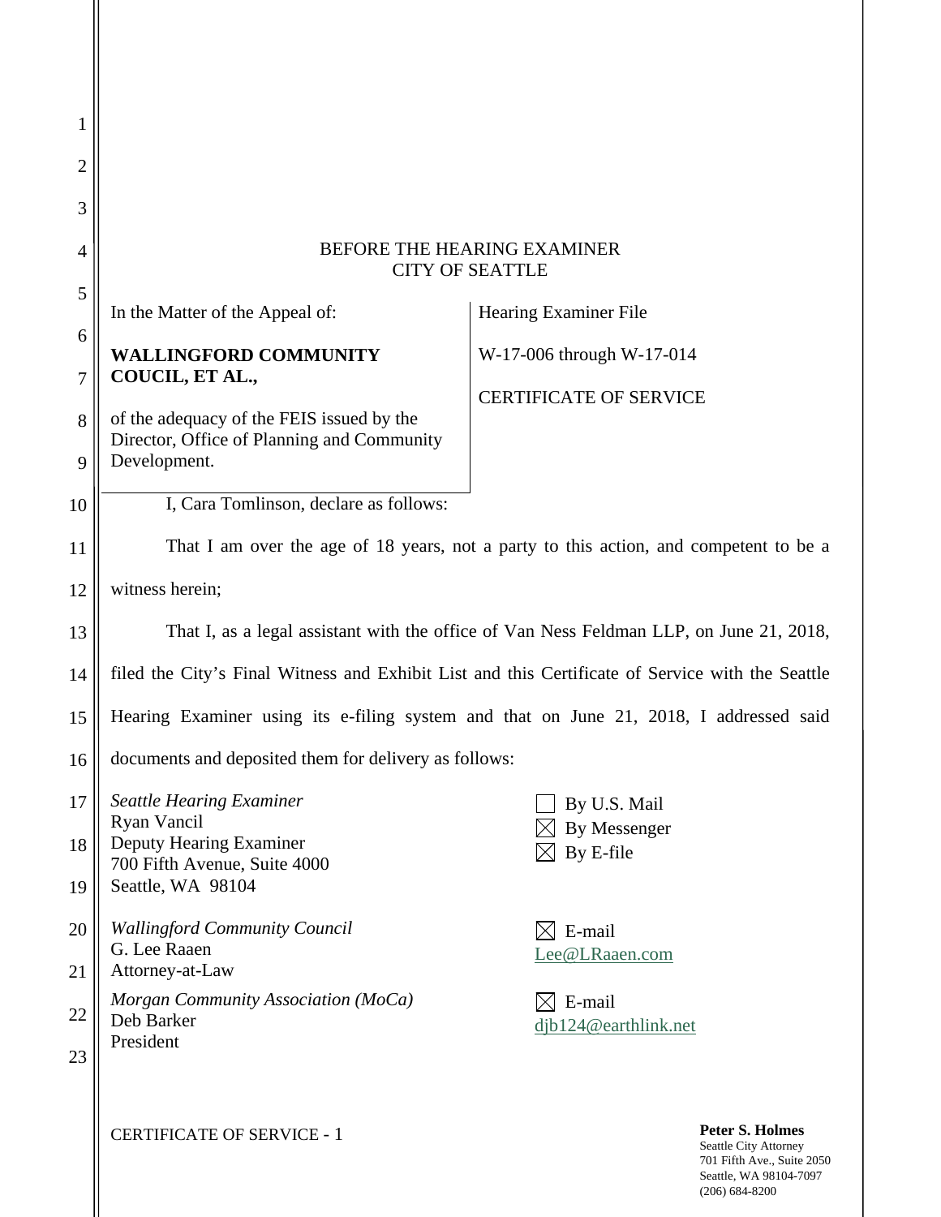BEFORE THE HEARING EXAMINER
CITY OF SEATTLE

| In the Matter of the Appeal of:<br><br>**WALLINGFORD COMMUNITY COUCIL, ET AL.,**<br><br>of the adequacy of the FEIS issued by the Director, Office of Planning and Community Development. | Hearing Examiner File<br><br>W-17-006 through W-17-014<br><br>CERTIFICATE OF SERVICE |
|---|---|

I, Cara Tomlinson, declare as follows:

That I am over the age of 18 years, not a party to this action, and competent to be a witness herein;

That I, as a legal assistant with the office of Van Ness Feldman LLP, on June 21, 2018, filed the City's Final Witness and Exhibit List and this Certificate of Service with the Seattle Hearing Examiner using its e-filing system and that on June 21, 2018, I addressed said documents and deposited them for delivery as follows:

| | |
|---|---|
| *Seattle Hearing Examiner*<br>Ryan Vancil<br>Deputy Hearing Examiner<br>700 Fifth Avenue, Suite 4000<br>Seattle, WA 98104 | ☐ By U.S. Mail<br>☒ By Messenger<br>☒ By E-file |
| *Wallingford Community Council*<br>G. Lee Raaen<br>Attorney-at-Law | ☒ E-mail<br>Lee@LRaaen.com |
| *Morgan Community Association (MoCa)*<br>Deb Barker<br>President | ☒ E-mail<br>djb124@earthlink.net |

CERTIFICATE OF SERVICE - 1

**Peter S. Holmes**
Seattle City Attorney
701 Fifth Ave., Suite 2050
Seattle, WA 98104-7097
(206) 684-8200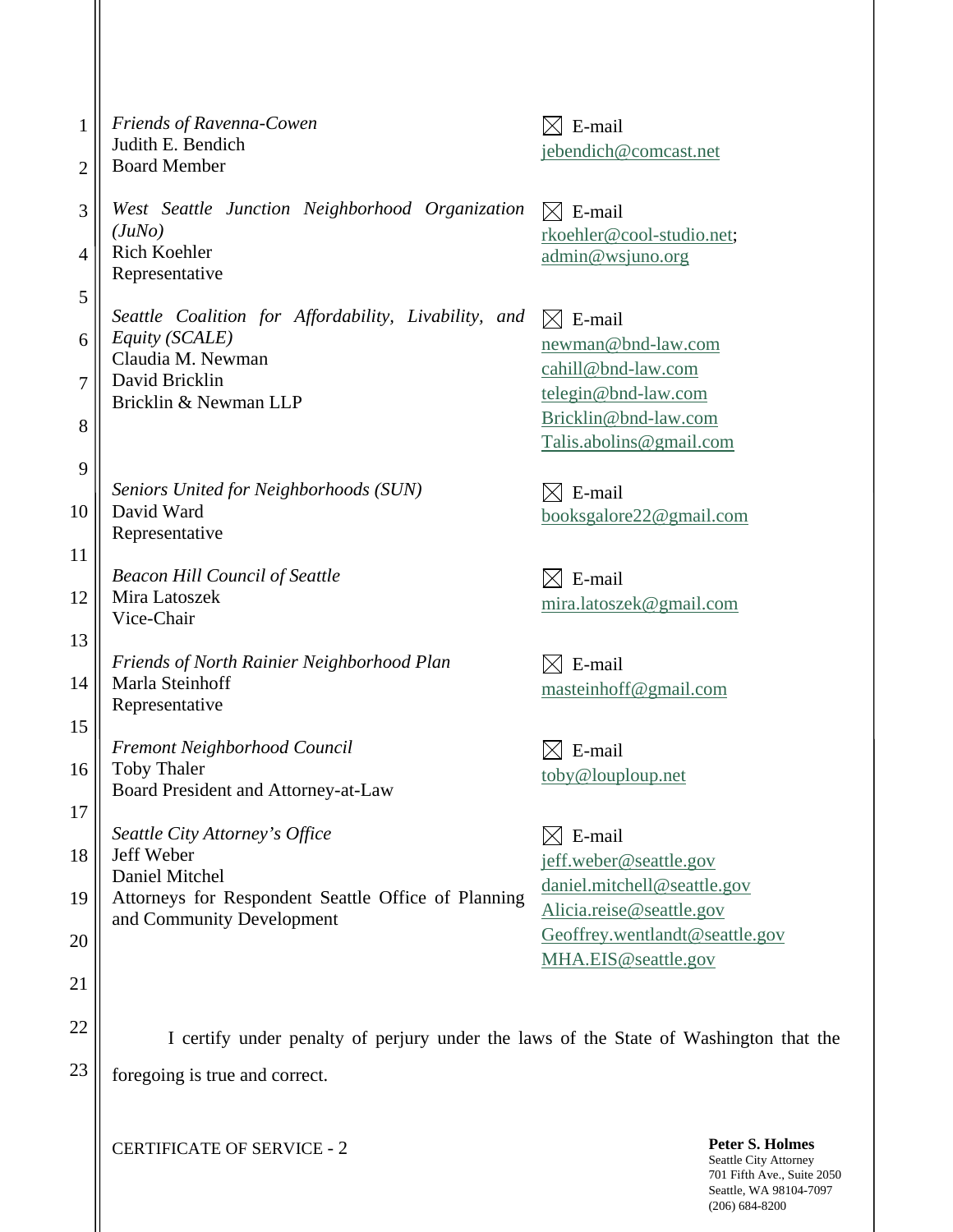*Friends of Ravenna-Cowen*
Judith E. Bendich
Board Member

☒ E-mail
jebendich@comcast.net

*West Seattle Junction Neighborhood Organization (JuNo)*
Rich Koehler
Representative

☒ E-mail
rkoehler@cool-studio.net;
admin@wsjuno.org

*Seattle Coalition for Affordability, Livability, and Equity (SCALE)*
Claudia M. Newman
David Bricklin
Bricklin & Newman LLP

☒ E-mail
newman@bnd-law.com
cahill@bnd-law.com
telegin@bnd-law.com
Bricklin@bnd-law.com
Talis.abolins@gmail.com

*Seniors United for Neighborhoods (SUN)*
David Ward
Representative

☒ E-mail
booksgalore22@gmail.com

*Beacon Hill Council of Seattle*
Mira Latoszek
Vice-Chair

☒ E-mail
mira.latoszek@gmail.com

*Friends of North Rainier Neighborhood Plan*
Marla Steinhoff
Representative

☒ E-mail
masteinhoff@gmail.com

*Fremont Neighborhood Council*
Toby Thaler
Board President and Attorney-at-Law

☒ E-mail
toby@louploup.net

*Seattle City Attorney's Office*
Jeff Weber
Daniel Mitchel
Attorneys for Respondent Seattle Office of Planning and Community Development

☒ E-mail
jeff.weber@seattle.gov
daniel.mitchell@seattle.gov
Alicia.reise@seattle.gov
Geoffrey.wentlandt@seattle.gov
MHA.EIS@seattle.gov

I certify under penalty of perjury under the laws of the State of Washington that the foregoing is true and correct.

CERTIFICATE OF SERVICE - 2

**Peter S. Holmes**
Seattle City Attorney
701 Fifth Ave., Suite 2050
Seattle, WA 98104-7097
(206) 684-8200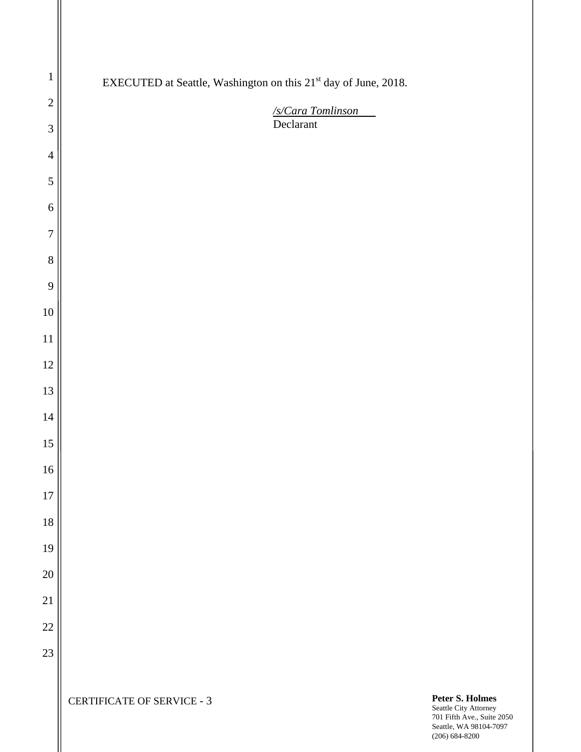EXECUTED at Seattle, Washington on this 21st day of June, 2018.

*/s/Cara Tomlinson*
Declarant